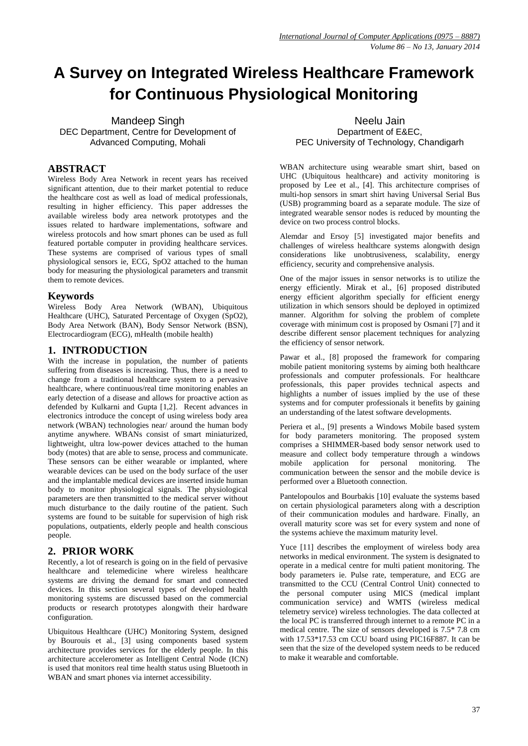# A Survey on Integrated Wireless Healthcare Framework for Continuous Physiological Monitoring

Mandeep Singh
DEC Department, Centre for Development of Advanced Computing, Mohali

Neelu Jain
Department of E&EC,
PEC University of Technology, Chandigarh

## ABSTRACT

Wireless Body Area Network in recent years has received significant attention, due to their market potential to reduce the healthcare cost as well as load of medical professionals, resulting in higher efficiency. This paper addresses the available wireless body area network prototypes and the issues related to hardware implementations, software and wireless protocols and how smart phones can be used as full featured portable computer in providing healthcare services. These systems are comprised of various types of small physiological sensors ie, ECG, SpO2 attached to the human body for measuring the physiological parameters and transmit them to remote devices.

## Keywords

Wireless Body Area Network (WBAN), Ubiquitous Healthcare (UHC), Saturated Percentage of Oxygen (SpO2), Body Area Network (BAN), Body Sensor Network (BSN), Electrocardiogram (ECG), mHealth (mobile health)

## 1. INTRODUCTION

With the increase in population, the number of patients suffering from diseases is increasing. Thus, there is a need to change from a traditional healthcare system to a pervasive healthcare, where continuous/real time monitoring enables an early detection of a disease and allows for proactive action as defended by Kulkarni and Gupta [1,2]. Recent advances in electronics introduce the concept of using wireless body area network (WBAN) technologies near/ around the human body anytime anywhere. WBANs consist of smart miniaturized, lightweight, ultra low-power devices attached to the human body (motes) that are able to sense, process and communicate. These sensors can be either wearable or implanted, where wearable devices can be used on the body surface of the user and the implantable medical devices are inserted inside human body to monitor physiological signals. The physiological parameters are then transmitted to the medical server without much disturbance to the daily routine of the patient. Such systems are found to be suitable for supervision of high risk populations, outpatients, elderly people and health conscious people.

## 2. PRIOR WORK

Recently, a lot of research is going on in the field of pervasive healthcare and telemedicine where wireless healthcare systems are driving the demand for smart and connected devices. In this section several types of developed health monitoring systems are discussed based on the commercial products or research prototypes alongwith their hardware configuration.

Ubiquitous Healthcare (UHC) Monitoring System, designed by Bourouis et al., [3] using components based system architecture provides services for the elderly people. In this architecture accelerometer as Intelligent Central Node (ICN) is used that monitors real time health status using Bluetooth in WBAN and smart phones via internet accessibility.

WBAN architecture using wearable smart shirt, based on UHC (Ubiquitous healthcare) and activity monitoring is proposed by Lee et al., [4]. This architecture comprises of multi-hop sensors in smart shirt having Universal Serial Bus (USB) programming board as a separate module. The size of integrated wearable sensor nodes is reduced by mounting the device on two process control blocks.

Alemdar and Ersoy [5] investigated major benefits and challenges of wireless healthcare systems alongwith design considerations like unobtrusiveness, scalability, energy efficiency, security and comprehensive analysis.

One of the major issues in sensor networks is to utilize the energy efficiently. Mirak et al., [6] proposed distributed energy efficient algorithm specially for efficient energy utilization in which sensors should be deployed in optimized manner. Algorithm for solving the problem of complete coverage with minimum cost is proposed by Osmani [7] and it describe different sensor placement techniques for analyzing the efficiency of sensor network.

Pawar et al., [8] proposed the framework for comparing mobile patient monitoring systems by aiming both healthcare professionals and computer professionals. For healthcare professionals, this paper provides technical aspects and highlights a number of issues implied by the use of these systems and for computer professionals it benefits by gaining an understanding of the latest software developments.

Periera et al., [9] presents a Windows Mobile based system for body parameters monitoring. The proposed system comprises a SHIMMER-based body sensor network used to measure and collect body temperature through a windows mobile application for personal monitoring. The communication between the sensor and the mobile device is performed over a Bluetooth connection.

Pantelopoulos and Bourbakis [10] evaluate the systems based on certain physiological parameters along with a description of their communication modules and hardware. Finally, an overall maturity score was set for every system and none of the systems achieve the maximum maturity level.

Yuce [11] describes the employment of wireless body area networks in medical environment. The system is designated to operate in a medical centre for multi patient monitoring. The body parameters ie. Pulse rate, temperature, and ECG are transmitted to the CCU (Central Control Unit) connected to the personal computer using MICS (medical implant communication service) and WMTS (wireless medical telemetry service) wireless technologies. The data collected at the local PC is transferred through internet to a remote PC in a medical centre. The size of sensors developed is 7.5* 7.8 cm with 17.53*17.53 cm CCU board using PIC16F887. It can be seen that the size of the developed system needs to be reduced to make it wearable and comfortable.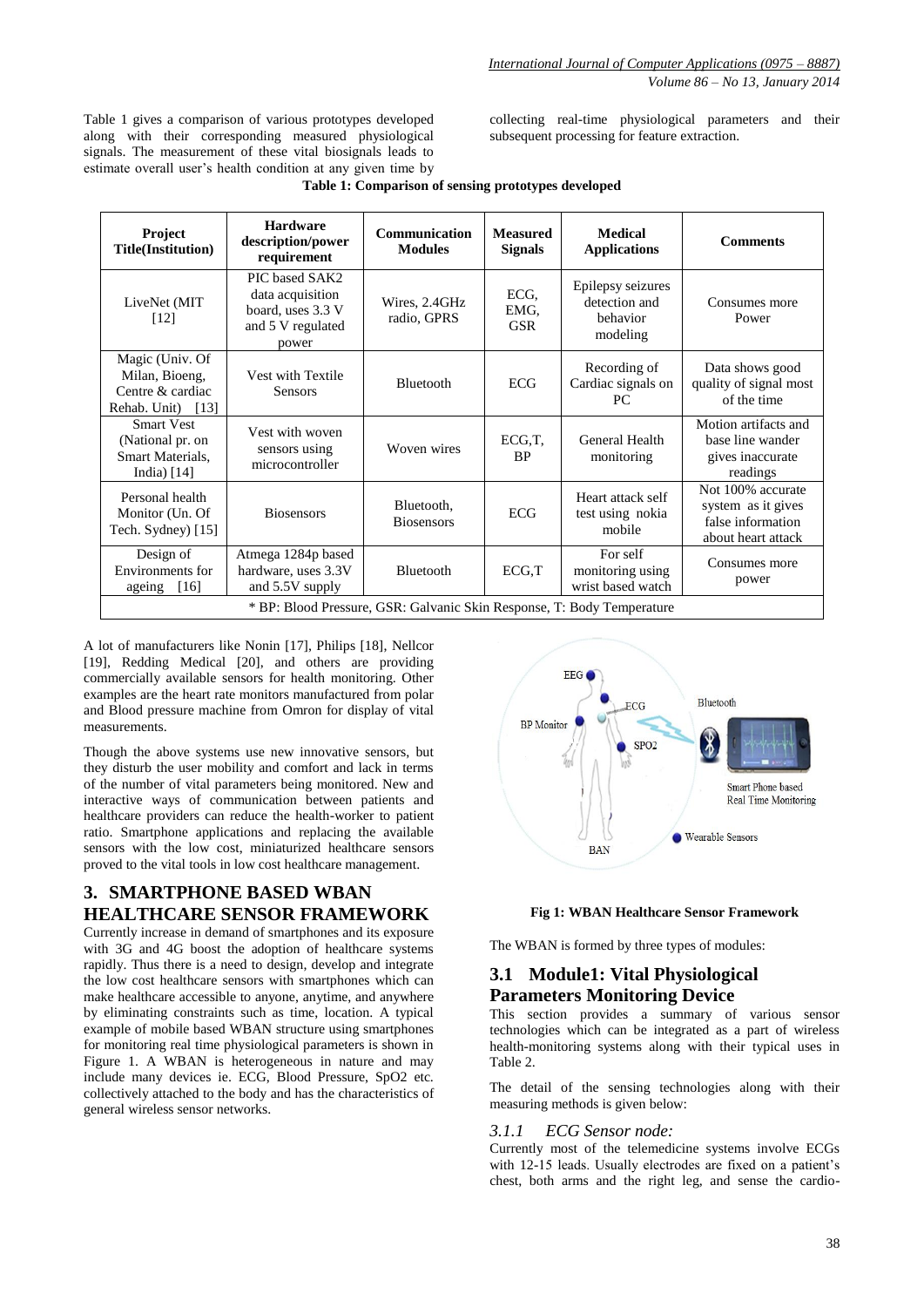Table 1 gives a comparison of various prototypes developed along with their corresponding measured physiological signals. The measurement of these vital biosignals leads to estimate overall user's health condition at any given time by collecting real-time physiological parameters and their subsequent processing for feature extraction.

**Table 1: Comparison of sensing prototypes developed**

| Project Title(Institution) | Hardware description/power requirement | Communication Modules | Measured Signals | Medical Applications | Comments |
|---|---|---|---|---|---|
| LiveNet (MIT [12] | PIC based SAK2 data acquisition board, uses 3.3 V and 5 V regulated power | Wires, 2.4GHz radio, GPRS | ECG, EMG, GSR | Epilepsy seizures detection and behavior modeling | Consumes more Power |
| Magic (Univ. Of Milan, Bioeng, Centre & cardiac Rehab. Unit) [13] | Vest with Textile Sensors | Bluetooth | ECG | Recording of Cardiac signals on PC | Data shows good quality of signal most of the time |
| Smart Vest (National pr. on Smart Materials, India) [14] | Vest with woven sensors using microcontroller | Woven wires | ECG,T, BP | General Health monitoring | Motion artifacts and base line wander gives inaccurate readings |
| Personal health Monitor (Un. Of Tech. Sydney) [15] | Biosensors | Bluetooth, Biosensors | ECG | Heart attack self test using nokia mobile | Not 100% accurate system as it gives false information about heart attack |
| Design of Environments for ageing [16] | Atmega 1284p based hardware, uses 3.3V and 5.5V supply | Bluetooth | ECG,T | For self monitoring using wrist based watch | Consumes more power |

\* BP: Blood Pressure, GSR: Galvanic Skin Response, T: Body Temperature

A lot of manufacturers like Nonin [17], Philips [18], Nellcor [19], Redding Medical [20], and others are providing commercially available sensors for health monitoring. Other examples are the heart rate monitors manufactured from polar and Blood pressure machine from Omron for display of vital measurements.

Though the above systems use new innovative sensors, but they disturb the user mobility and comfort and lack in terms of the number of vital parameters being monitored. New and interactive ways of communication between patients and healthcare providers can reduce the health-worker to patient ratio. Smartphone applications and replacing the available sensors with the low cost, miniaturized healthcare sensors proved to the vital tools in low cost healthcare management.

## 3. SMARTPHONE BASED WBAN HEALTHCARE SENSOR FRAMEWORK

Currently increase in demand of smartphones and its exposure with 3G and 4G boost the adoption of healthcare systems rapidly. Thus there is a need to design, develop and integrate the low cost healthcare sensors with smartphones which can make healthcare accessible to anyone, anytime, and anywhere by eliminating constraints such as time, location. A typical example of mobile based WBAN structure using smartphones for monitoring real time physiological parameters is shown in Figure 1. A WBAN is heterogeneous in nature and may include many devices ie. ECG, Blood Pressure, SpO2 etc. collectively attached to the body and has the characteristics of general wireless sensor networks.

**Fig 1: WBAN Healthcare Sensor Framework**

The WBAN is formed by three types of modules:

### 3.1 Module1: Vital Physiological Parameters Monitoring Device

This section provides a summary of various sensor technologies which can be integrated as a part of wireless health-monitoring systems along with their typical uses in Table 2.

The detail of the sensing technologies along with their measuring methods is given below:

#### *3.1.1 ECG Sensor node:*

Currently most of the telemedicine systems involve ECGs with 12-15 leads. Usually electrodes are fixed on a patient's chest, both arms and the right leg, and sense the cardio-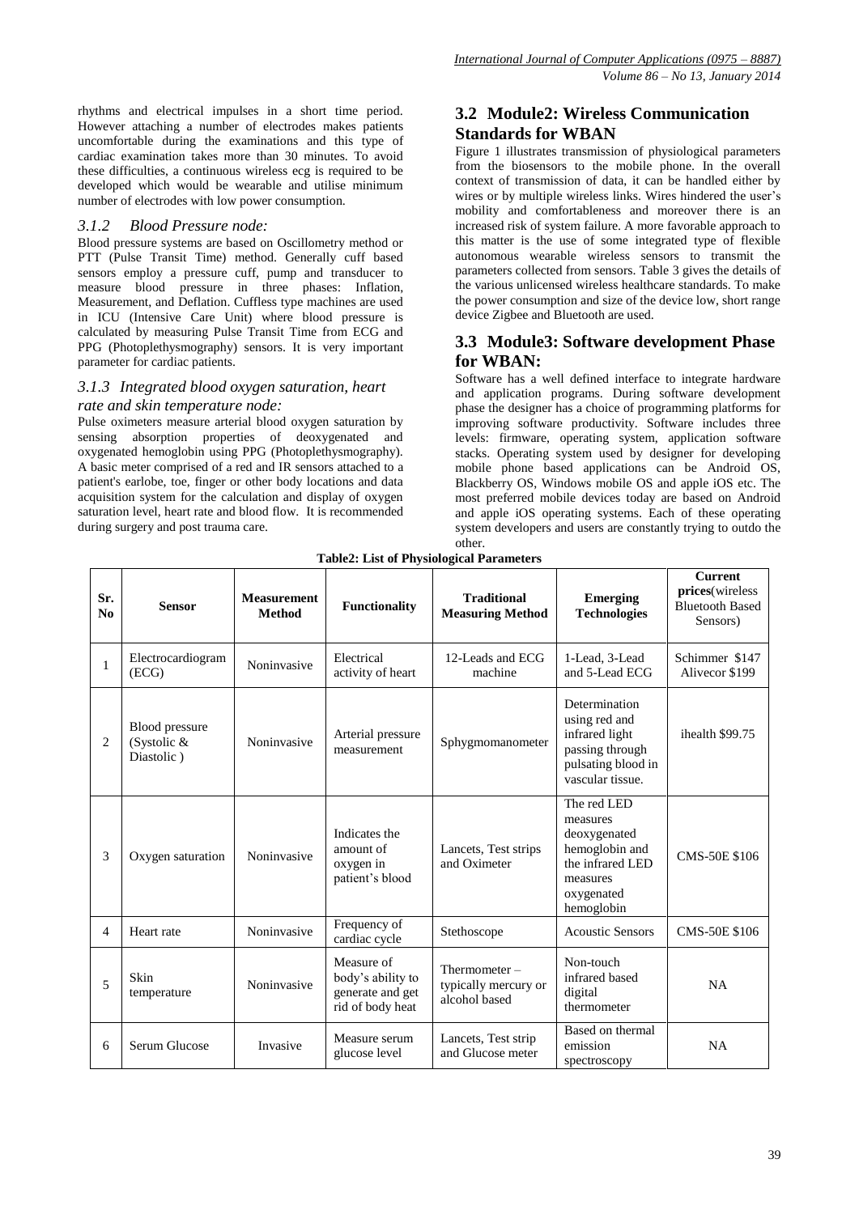rhythms and electrical impulses in a short time period. However attaching a number of electrodes makes patients uncomfortable during the examinations and this type of cardiac examination takes more than 30 minutes. To avoid these difficulties, a continuous wireless ecg is required to be developed which would be wearable and utilise minimum number of electrodes with low power consumption.

### *3.1.2 Blood Pressure node:*

Blood pressure systems are based on Oscillometry method or PTT (Pulse Transit Time) method. Generally cuff based sensors employ a pressure cuff, pump and transducer to measure blood pressure in three phases: Inflation, Measurement, and Deflation. Cuffless type machines are used in ICU (Intensive Care Unit) where blood pressure is calculated by measuring Pulse Transit Time from ECG and PPG (Photoplethysmography) sensors. It is very important parameter for cardiac patients.

### *3.1.3 Integrated blood oxygen saturation, heart rate and skin temperature node:*

Pulse oximeters measure arterial blood oxygen saturation by sensing absorption properties of deoxygenated and oxygenated hemoglobin using PPG (Photoplethysmography). A basic meter comprised of a red and IR sensors attached to a patient's earlobe, toe, finger or other body locations and data acquisition system for the calculation and display of oxygen saturation level, heart rate and blood flow. It is recommended during surgery and post trauma care.

## 3.2 Module2: Wireless Communication Standards for WBAN

Figure 1 illustrates transmission of physiological parameters from the biosensors to the mobile phone. In the overall context of transmission of data, it can be handled either by wires or by multiple wireless links. Wires hindered the user's mobility and comfortableness and moreover there is an increased risk of system failure. A more favorable approach to this matter is the use of some integrated type of flexible autonomous wearable wireless sensors to transmit the parameters collected from sensors. Table 3 gives the details of the various unlicensed wireless healthcare standards. To make the power consumption and size of the device low, short range device Zigbee and Bluetooth are used.

## 3.3 Module3: Software development Phase for WBAN:

Software has a well defined interface to integrate hardware and application programs. During software development phase the designer has a choice of programming platforms for improving software productivity. Software includes three levels: firmware, operating system, application software stacks. Operating system used by designer for developing mobile phone based applications can be Android OS, Blackberry OS, Windows mobile OS and apple iOS etc. The most preferred mobile devices today are based on Android and apple iOS operating systems. Each of these operating system developers and users are constantly trying to outdo the other.

**Table2: List of Physiological Parameters**

| Sr. No | Sensor | Measurement Method | Functionality | Traditional Measuring Method | Emerging Technologies | Current prices(wireless Bluetooth Based Sensors) |
|---|---|---|---|---|---|---|
| 1 | Electrocardiogram (ECG) | Noninvasive | Electrical activity of heart | 12-Leads and ECG machine | 1-Lead, 3-Lead and 5-Lead ECG | Schimmer $147 Alivecor $199 |
| 2 | Blood pressure (Systolic & Diastolic ) | Noninvasive | Arterial pressure measurement | Sphygmomanometer | Determination using red and infrared light passing through pulsating blood in vascular tissue. | ihealth $99.75 |
| 3 | Oxygen saturation | Noninvasive | Indicates the amount of oxygen in patient's blood | Lancets, Test strips and Oximeter | The red LED measures deoxygenated hemoglobin and the infrared LED measures oxygenated hemoglobin | CMS-50E $106 |
| 4 | Heart rate | Noninvasive | Frequency of cardiac cycle | Stethoscope | Acoustic Sensors | CMS-50E $106 |
| 5 | Skin temperature | Noninvasive | Measure of body's ability to generate and get rid of body heat | Thermometer – typically mercury or alcohol based | Non-touch infrared based digital thermometer | NA |
| 6 | Serum Glucose | Invasive | Measure serum glucose level | Lancets, Test strip and Glucose meter | Based on thermal emission spectroscopy | NA |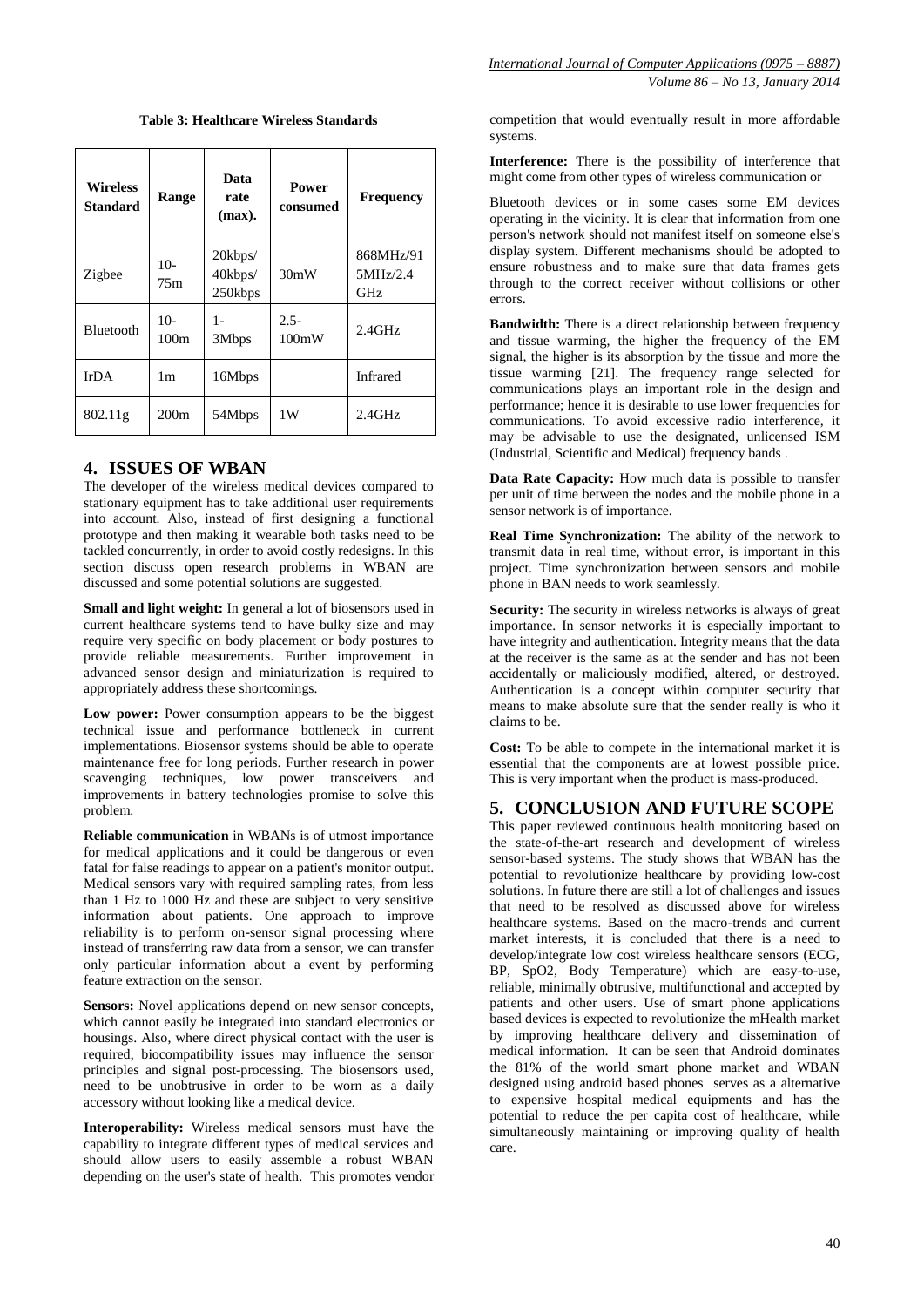**Table 3: Healthcare Wireless Standards**

| Wireless Standard | Range | Data rate (max). | Power consumed | Frequency |
|---|---|---|---|---|
| Zigbee | 10-75m | 20kbps/ 40kbps/ 250kbps | 30mW | 868MHz/915MHz/2.4 GHz |
| Bluetooth | 10-100m | 1-3Mbps | 2.5-100mW | 2.4GHz |
| IrDA | 1m | 16Mbps | | Infrared |
| 802.11g | 200m | 54Mbps | 1W | 2.4GHz |

## 4. ISSUES OF WBAN

The developer of the wireless medical devices compared to stationary equipment has to take additional user requirements into account. Also, instead of first designing a functional prototype and then making it wearable both tasks need to be tackled concurrently, in order to avoid costly redesigns. In this section discuss open research problems in WBAN are discussed and some potential solutions are suggested.

**Small and light weight:** In general a lot of biosensors used in current healthcare systems tend to have bulky size and may require very specific on body placement or body postures to provide reliable measurements. Further improvement in advanced sensor design and miniaturization is required to appropriately address these shortcomings.

**Low power:** Power consumption appears to be the biggest technical issue and performance bottleneck in current implementations. Biosensor systems should be able to operate maintenance free for long periods. Further research in power scavenging techniques, low power transceivers and improvements in battery technologies promise to solve this problem.

**Reliable communication** in WBANs is of utmost importance for medical applications and it could be dangerous or even fatal for false readings to appear on a patient's monitor output. Medical sensors vary with required sampling rates, from less than 1 Hz to 1000 Hz and these are subject to very sensitive information about patients. One approach to improve reliability is to perform on-sensor signal processing where instead of transferring raw data from a sensor, we can transfer only particular information about a event by performing feature extraction on the sensor.

**Sensors:** Novel applications depend on new sensor concepts, which cannot easily be integrated into standard electronics or housings. Also, where direct physical contact with the user is required, biocompatibility issues may influence the sensor principles and signal post-processing. The biosensors used, need to be unobtrusive in order to be worn as a daily accessory without looking like a medical device.

**Interoperability:** Wireless medical sensors must have the capability to integrate different types of medical services and should allow users to easily assemble a robust WBAN depending on the user's state of health. This promotes vendor competition that would eventually result in more affordable systems.

**Interference:** There is the possibility of interference that might come from other types of wireless communication or

Bluetooth devices or in some cases some EM devices operating in the vicinity. It is clear that information from one person's network should not manifest itself on someone else's display system. Different mechanisms should be adopted to ensure robustness and to make sure that data frames gets through to the correct receiver without collisions or other errors.

**Bandwidth:** There is a direct relationship between frequency and tissue warming, the higher the frequency of the EM signal, the higher is its absorption by the tissue and more the tissue warming [21]. The frequency range selected for communications plays an important role in the design and performance; hence it is desirable to use lower frequencies for communications. To avoid excessive radio interference, it may be advisable to use the designated, unlicensed ISM (Industrial, Scientific and Medical) frequency bands .

**Data Rate Capacity:** How much data is possible to transfer per unit of time between the nodes and the mobile phone in a sensor network is of importance.

**Real Time Synchronization:** The ability of the network to transmit data in real time, without error, is important in this project. Time synchronization between sensors and mobile phone in BAN needs to work seamlessly.

**Security:** The security in wireless networks is always of great importance. In sensor networks it is especially important to have integrity and authentication. Integrity means that the data at the receiver is the same as at the sender and has not been accidentally or maliciously modified, altered, or destroyed. Authentication is a concept within computer security that means to make absolute sure that the sender really is who it claims to be.

**Cost:** To be able to compete in the international market it is essential that the components are at lowest possible price. This is very important when the product is mass-produced.

## 5. CONCLUSION AND FUTURE SCOPE

This paper reviewed continuous health monitoring based on the state-of-the-art research and development of wireless sensor-based systems. The study shows that WBAN has the potential to revolutionize healthcare by providing low-cost solutions. In future there are still a lot of challenges and issues that need to be resolved as discussed above for wireless healthcare systems. Based on the macro-trends and current market interests, it is concluded that there is a need to develop/integrate low cost wireless healthcare sensors (ECG, BP, SpO2, Body Temperature) which are easy-to-use, reliable, minimally obtrusive, multifunctional and accepted by patients and other users. Use of smart phone applications based devices is expected to revolutionize the mHealth market by improving healthcare delivery and dissemination of medical information. It can be seen that Android dominates the 81% of the world smart phone market and WBAN designed using android based phones serves as a alternative to expensive hospital medical equipments and has the potential to reduce the per capita cost of healthcare, while simultaneously maintaining or improving quality of health care.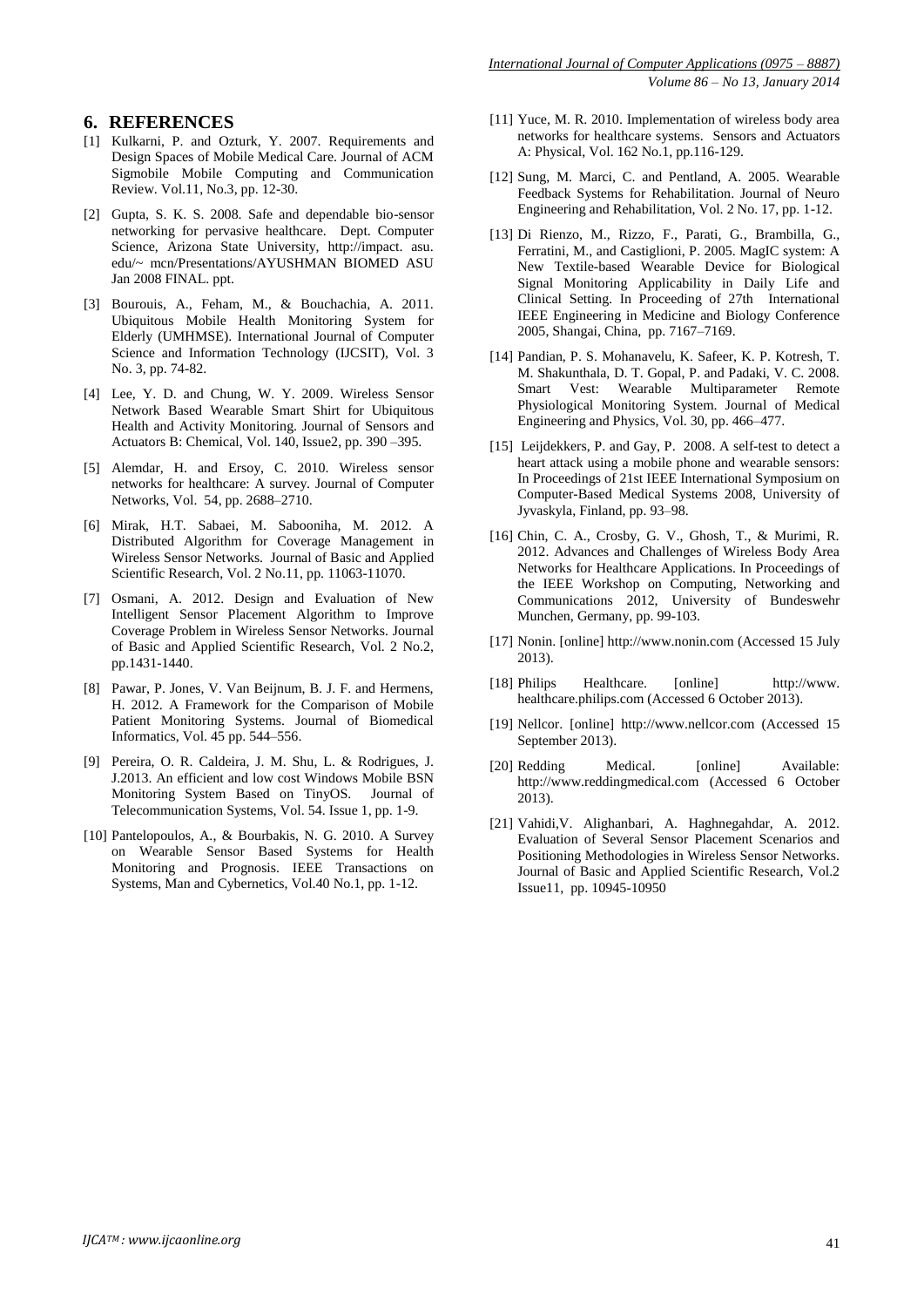## 6. REFERENCES

[1] Kulkarni, P. and Ozturk, Y. 2007. Requirements and Design Spaces of Mobile Medical Care. Journal of ACM Sigmobile Mobile Computing and Communication Review. Vol.11, No.3, pp. 12-30.

[2] Gupta, S. K. S. 2008. Safe and dependable bio-sensor networking for pervasive healthcare. Dept. Computer Science, Arizona State University, http://impact. asu. edu/~ mcn/Presentations/AYUSHMAN BIOMED ASU Jan 2008 FINAL. ppt.

[3] Bourouis, A., Feham, M., & Bouchachia, A. 2011. Ubiquitous Mobile Health Monitoring System for Elderly (UMHMSE). International Journal of Computer Science and Information Technology (IJCSIT), Vol. 3 No. 3, pp. 74-82.

[4] Lee, Y. D. and Chung, W. Y. 2009. Wireless Sensor Network Based Wearable Smart Shirt for Ubiquitous Health and Activity Monitoring. Journal of Sensors and Actuators B: Chemical, Vol. 140, Issue2, pp. 390 –395.

[5] Alemdar, H. and Ersoy, C. 2010. Wireless sensor networks for healthcare: A survey. Journal of Computer Networks, Vol. 54, pp. 2688–2710.

[6] Mirak, H.T. Sabaei, M. Sabooniha, M. 2012. A Distributed Algorithm for Coverage Management in Wireless Sensor Networks. Journal of Basic and Applied Scientific Research, Vol. 2 No.11, pp. 11063-11070.

[7] Osmani, A. 2012. Design and Evaluation of New Intelligent Sensor Placement Algorithm to Improve Coverage Problem in Wireless Sensor Networks. Journal of Basic and Applied Scientific Research, Vol. 2 No.2, pp.1431-1440.

[8] Pawar, P. Jones, V. Van Beijnum, B. J. F. and Hermens, H. 2012. A Framework for the Comparison of Mobile Patient Monitoring Systems. Journal of Biomedical Informatics, Vol. 45 pp. 544–556.

[9] Pereira, O. R. Caldeira, J. M. Shu, L. & Rodrigues, J. J.2013. An efficient and low cost Windows Mobile BSN Monitoring System Based on TinyOS. Journal of Telecommunication Systems, Vol. 54. Issue 1, pp. 1-9.

[10] Pantelopoulos, A., & Bourbakis, N. G. 2010. A Survey on Wearable Sensor Based Systems for Health Monitoring and Prognosis. IEEE Transactions on Systems, Man and Cybernetics, Vol.40 No.1, pp. 1-12.

[11] Yuce, M. R. 2010. Implementation of wireless body area networks for healthcare systems. Sensors and Actuators A: Physical, Vol. 162 No.1, pp.116-129.

[12] Sung, M. Marci, C. and Pentland, A. 2005. Wearable Feedback Systems for Rehabilitation. Journal of Neuro Engineering and Rehabilitation, Vol. 2 No. 17, pp. 1-12.

[13] Di Rienzo, M., Rizzo, F., Parati, G., Brambilla, G., Ferratini, M., and Castiglioni, P. 2005. MagIC system: A New Textile-based Wearable Device for Biological Signal Monitoring Applicability in Daily Life and Clinical Setting. In Proceeding of 27th International IEEE Engineering in Medicine and Biology Conference 2005, Shangai, China, pp. 7167–7169.

[14] Pandian, P. S. Mohanavelu, K. Safeer, K. P. Kotresh, T. M. Shakunthala, D. T. Gopal, P. and Padaki, V. C. 2008. Smart Vest: Wearable Multiparameter Remote Physiological Monitoring System. Journal of Medical Engineering and Physics, Vol. 30, pp. 466–477.

[15] Leijdekkers, P. and Gay, P. 2008. A self-test to detect a heart attack using a mobile phone and wearable sensors: In Proceedings of 21st IEEE International Symposium on Computer-Based Medical Systems 2008, University of Jyvaskyla, Finland, pp. 93–98.

[16] Chin, C. A., Crosby, G. V., Ghosh, T., & Murimi, R. 2012. Advances and Challenges of Wireless Body Area Networks for Healthcare Applications. In Proceedings of the IEEE Workshop on Computing, Networking and Communications 2012, University of Bundeswehr Munchen, Germany, pp. 99-103.

[17] Nonin. [online] http://www.nonin.com (Accessed 15 July 2013).

[18] Philips Healthcare. [online] http://www. healthcare.philips.com (Accessed 6 October 2013).

[19] Nellcor. [online] http://www.nellcor.com (Accessed 15 September 2013).

[20] Redding Medical. [online] Available: http://www.reddingmedical.com (Accessed 6 October 2013).

[21] Vahidi,V. Alighanbari, A. Haghnegahdar, A. 2012. Evaluation of Several Sensor Placement Scenarios and Positioning Methodologies in Wireless Sensor Networks. Journal of Basic and Applied Scientific Research, Vol.2 Issue11, pp. 10945-10950